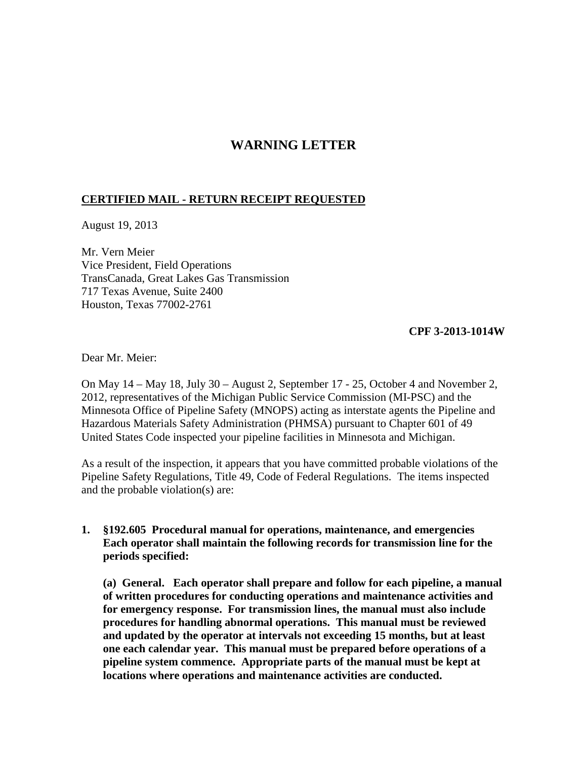# WARNING LETTER

**CERTIFIED MAIL - RETURN RECEIPT REQUESTED**

August 19, 2013

Mr. Vern Meier
Vice President, Field Operations
TransCanada, Great Lakes Gas Transmission
717 Texas Avenue, Suite 2400
Houston, Texas 77002-2761

**CPF 3-2013-1014W**

Dear Mr. Meier:

On May 14 – May 18, July 30 – August 2, September 17 - 25, October 4 and November 2, 2012, representatives of the Michigan Public Service Commission (MI-PSC) and the Minnesota Office of Pipeline Safety (MNOPS) acting as interstate agents the Pipeline and Hazardous Materials Safety Administration (PHMSA) pursuant to Chapter 601 of 49 United States Code inspected your pipeline facilities in Minnesota and Michigan.

As a result of the inspection, it appears that you have committed probable violations of the Pipeline Safety Regulations, Title 49, Code of Federal Regulations. The items inspected and the probable violation(s) are:

1. **§192.605 Procedural manual for operations, maintenance, and emergencies Each operator shall maintain the following records for transmission line for the periods specified:**

   **(a) General. Each operator shall prepare and follow for each pipeline, a manual of written procedures for conducting operations and maintenance activities and for emergency response. For transmission lines, the manual must also include procedures for handling abnormal operations. This manual must be reviewed and updated by the operator at intervals not exceeding 15 months, but at least one each calendar year. This manual must be prepared before operations of a pipeline system commence. Appropriate parts of the manual must be kept at locations where operations and maintenance activities are conducted.**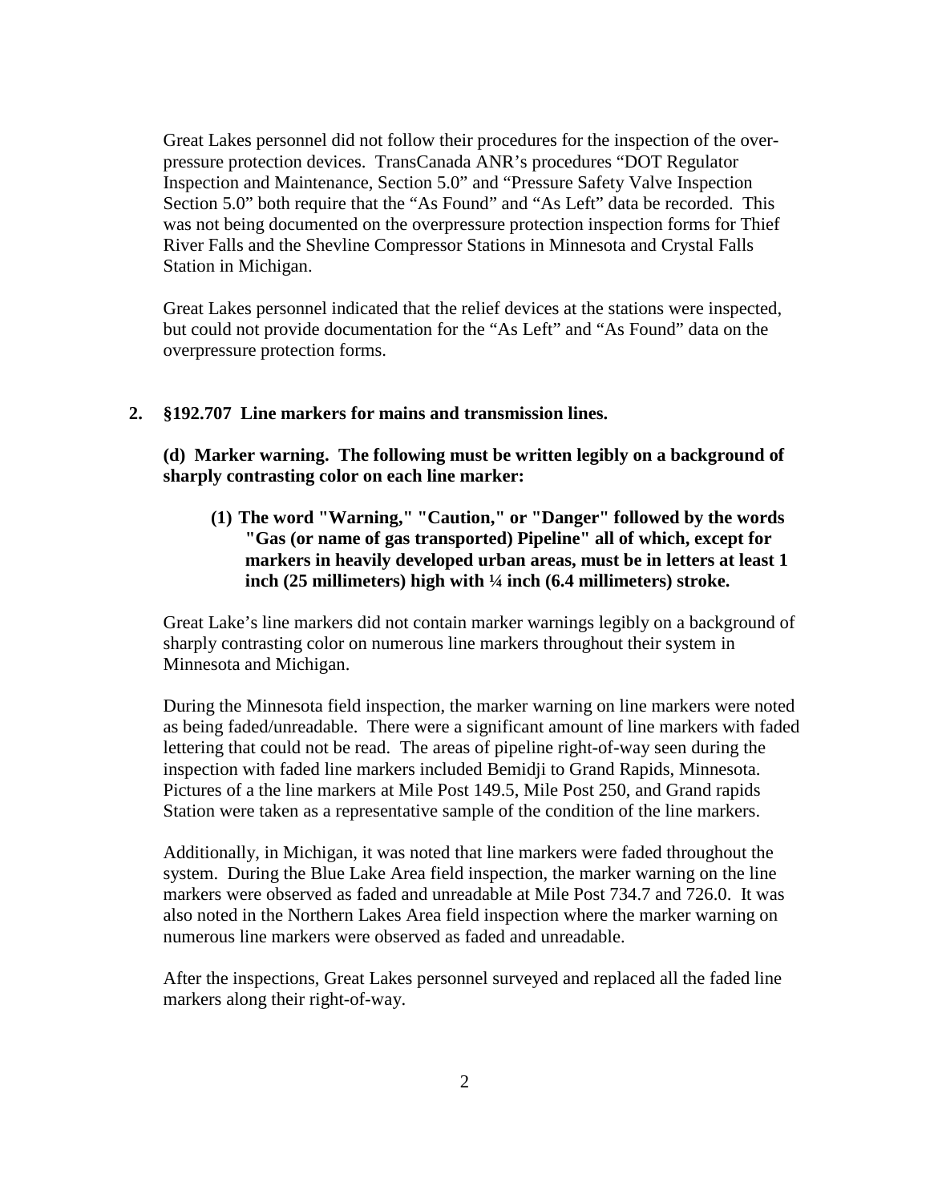Great Lakes personnel did not follow their procedures for the inspection of the over-pressure protection devices. TransCanada ANR's procedures "DOT Regulator Inspection and Maintenance, Section 5.0" and "Pressure Safety Valve Inspection Section 5.0" both require that the "As Found" and "As Left" data be recorded. This was not being documented on the overpressure protection inspection forms for Thief River Falls and the Shevline Compressor Stations in Minnesota and Crystal Falls Station in Michigan.

Great Lakes personnel indicated that the relief devices at the stations were inspected, but could not provide documentation for the "As Left" and "As Found" data on the overpressure protection forms.

**2. §192.707 Line markers for mains and transmission lines.**

**(d) Marker warning. The following must be written legibly on a background of sharply contrasting color on each line marker:**

**(1) The word "Warning," "Caution," or "Danger" followed by the words "Gas (or name of gas transported) Pipeline" all of which, except for markers in heavily developed urban areas, must be in letters at least 1 inch (25 millimeters) high with ¼ inch (6.4 millimeters) stroke.**

Great Lake's line markers did not contain marker warnings legibly on a background of sharply contrasting color on numerous line markers throughout their system in Minnesota and Michigan.

During the Minnesota field inspection, the marker warning on line markers were noted as being faded/unreadable. There were a significant amount of line markers with faded lettering that could not be read. The areas of pipeline right-of-way seen during the inspection with faded line markers included Bemidji to Grand Rapids, Minnesota. Pictures of a the line markers at Mile Post 149.5, Mile Post 250, and Grand rapids Station were taken as a representative sample of the condition of the line markers.

Additionally, in Michigan, it was noted that line markers were faded throughout the system. During the Blue Lake Area field inspection, the marker warning on the line markers were observed as faded and unreadable at Mile Post 734.7 and 726.0. It was also noted in the Northern Lakes Area field inspection where the marker warning on numerous line markers were observed as faded and unreadable.

After the inspections, Great Lakes personnel surveyed and replaced all the faded line markers along their right-of-way.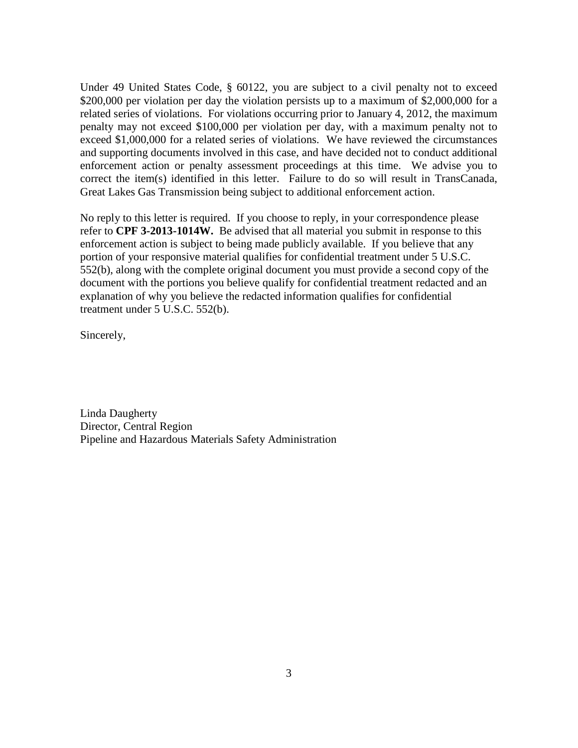Under 49 United States Code, § 60122, you are subject to a civil penalty not to exceed $200,000 per violation per day the violation persists up to a maximum of $2,000,000 for a related series of violations. For violations occurring prior to January 4, 2012, the maximum penalty may not exceed $100,000 per violation per day, with a maximum penalty not to exceed $1,000,000 for a related series of violations. We have reviewed the circumstances and supporting documents involved in this case, and have decided not to conduct additional enforcement action or penalty assessment proceedings at this time. We advise you to correct the item(s) identified in this letter. Failure to do so will result in TransCanada, Great Lakes Gas Transmission being subject to additional enforcement action.

No reply to this letter is required. If you choose to reply, in your correspondence please refer to **CPF 3-2013-1014W.** Be advised that all material you submit in response to this enforcement action is subject to being made publicly available. If you believe that any portion of your responsive material qualifies for confidential treatment under 5 U.S.C. 552(b), along with the complete original document you must provide a second copy of the document with the portions you believe qualify for confidential treatment redacted and an explanation of why you believe the redacted information qualifies for confidential treatment under 5 U.S.C. 552(b).

Sincerely,

Linda Daugherty
Director, Central Region
Pipeline and Hazardous Materials Safety Administration